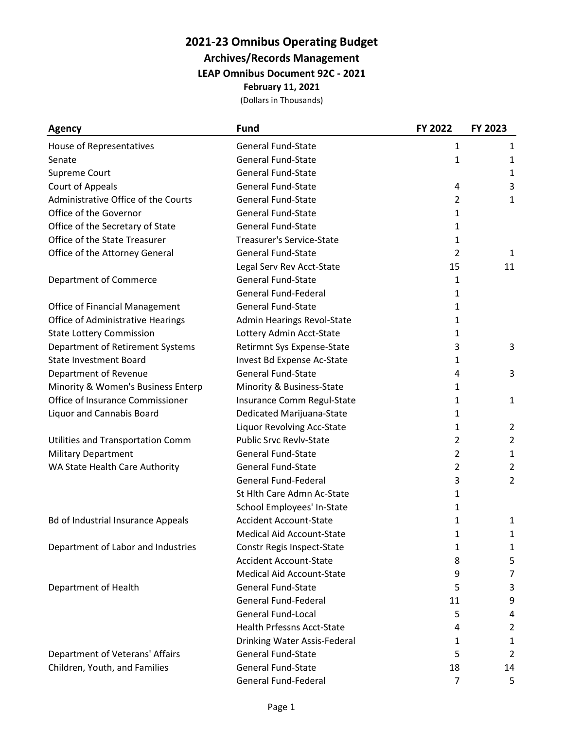# 2021-23 Omnibus Operating Budget

## Archives/Records Management

### LEAP Omnibus Document 92C - 2021

**February 11, 2021**

(Dollars in Thousands)

| Agency | Fund | FY 2022 | FY 2023 |
|---|---|---|---|
| House of Representatives | General Fund-State | 1 | 1 |
| Senate | General Fund-State | 1 | 1 |
| Supreme Court | General Fund-State | | 1 |
| Court of Appeals | General Fund-State | 4 | 3 |
| Administrative Office of the Courts | General Fund-State | 2 | 1 |
| Office of the Governor | General Fund-State | 1 | |
| Office of the Secretary of State | General Fund-State | 1 | |
| Office of the State Treasurer | Treasurer's Service-State | 1 | |
| Office of the Attorney General | General Fund-State | 2 | 1 |
| | Legal Serv Rev Acct-State | 15 | 11 |
| Department of Commerce | General Fund-State | 1 | |
| | General Fund-Federal | 1 | |
| Office of Financial Management | General Fund-State | 1 | |
| Office of Administrative Hearings | Admin Hearings Revol-State | 1 | |
| State Lottery Commission | Lottery Admin Acct-State | 1 | |
| Department of Retirement Systems | Retirmnt Sys Expense-State | 3 | 3 |
| State Investment Board | Invest Bd Expense Ac-State | 1 | |
| Department of Revenue | General Fund-State | 4 | 3 |
| Minority & Women's Business Enterp | Minority & Business-State | 1 | |
| Office of Insurance Commissioner | Insurance Comm Regul-State | 1 | 1 |
| Liquor and Cannabis Board | Dedicated Marijuana-State | 1 | |
| | Liquor Revolving Acc-State | 1 | 2 |
| Utilities and Transportation Comm | Public Srvc Revlv-State | 2 | 2 |
| Military Department | General Fund-State | 2 | 1 |
| WA State Health Care Authority | General Fund-State | 2 | 2 |
| | General Fund-Federal | 3 | 2 |
| | St Hlth Care Admn Ac-State | 1 | |
| | School Employees' In-State | 1 | |
| Bd of Industrial Insurance Appeals | Accident Account-State | 1 | 1 |
| | Medical Aid Account-State | 1 | 1 |
| Department of Labor and Industries | Constr Regis Inspect-State | 1 | 1 |
| | Accident Account-State | 8 | 5 |
| | Medical Aid Account-State | 9 | 7 |
| Department of Health | General Fund-State | 5 | 3 |
| | General Fund-Federal | 11 | 9 |
| | General Fund-Local | 5 | 4 |
| | Health Prfessns Acct-State | 4 | 2 |
| | Drinking Water Assis-Federal | 1 | 1 |
| Department of Veterans' Affairs | General Fund-State | 5 | 2 |
| Children, Youth, and Families | General Fund-State | 18 | 14 |
| | General Fund-Federal | 7 | 5 |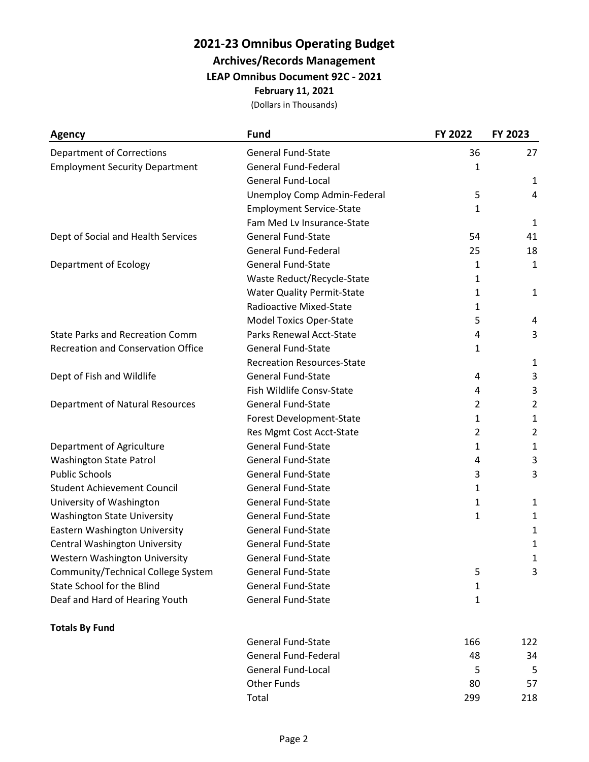# 2021-23 Omnibus Operating Budget

## Archives/Records Management

### LEAP Omnibus Document 92C - 2021

**February 11, 2021**

(Dollars in Thousands)

| Agency | Fund | FY 2022 | FY 2023 |
|---|---|---|---|
| Department of Corrections | General Fund-State | 36 | 27 |
| Employment Security Department | General Fund-Federal | 1 | |
| | General Fund-Local | | 1 |
| | Unemploy Comp Admin-Federal | 5 | 4 |
| | Employment Service-State | 1 | |
| | Fam Med Lv Insurance-State | | 1 |
| Dept of Social and Health Services | General Fund-State | 54 | 41 |
| | General Fund-Federal | 25 | 18 |
| Department of Ecology | General Fund-State | 1 | 1 |
| | Waste Reduct/Recycle-State | 1 | |
| | Water Quality Permit-State | 1 | 1 |
| | Radioactive Mixed-State | 1 | |
| | Model Toxics Oper-State | 5 | 4 |
| State Parks and Recreation Comm | Parks Renewal Acct-State | 4 | 3 |
| Recreation and Conservation Office | General Fund-State | 1 | |
| | Recreation Resources-State | | 1 |
| Dept of Fish and Wildlife | General Fund-State | 4 | 3 |
| | Fish Wildlife Consv-State | 4 | 3 |
| Department of Natural Resources | General Fund-State | 2 | 2 |
| | Forest Development-State | 1 | 1 |
| | Res Mgmt Cost Acct-State | 2 | 2 |
| Department of Agriculture | General Fund-State | 1 | 1 |
| Washington State Patrol | General Fund-State | 4 | 3 |
| Public Schools | General Fund-State | 3 | 3 |
| Student Achievement Council | General Fund-State | 1 | |
| University of Washington | General Fund-State | 1 | 1 |
| Washington State University | General Fund-State | 1 | 1 |
| Eastern Washington University | General Fund-State | | 1 |
| Central Washington University | General Fund-State | | 1 |
| Western Washington University | General Fund-State | | 1 |
| Community/Technical College System | General Fund-State | 5 | 3 |
| State School for the Blind | General Fund-State | 1 | |
| Deaf and Hard of Hearing Youth | General Fund-State | 1 | |
| **Totals By Fund** | | | |
| | General Fund-State | 166 | 122 |
| | General Fund-Federal | 48 | 34 |
| | General Fund-Local | 5 | 5 |
| | Other Funds | 80 | 57 |
| | Total | 299 | 218 |